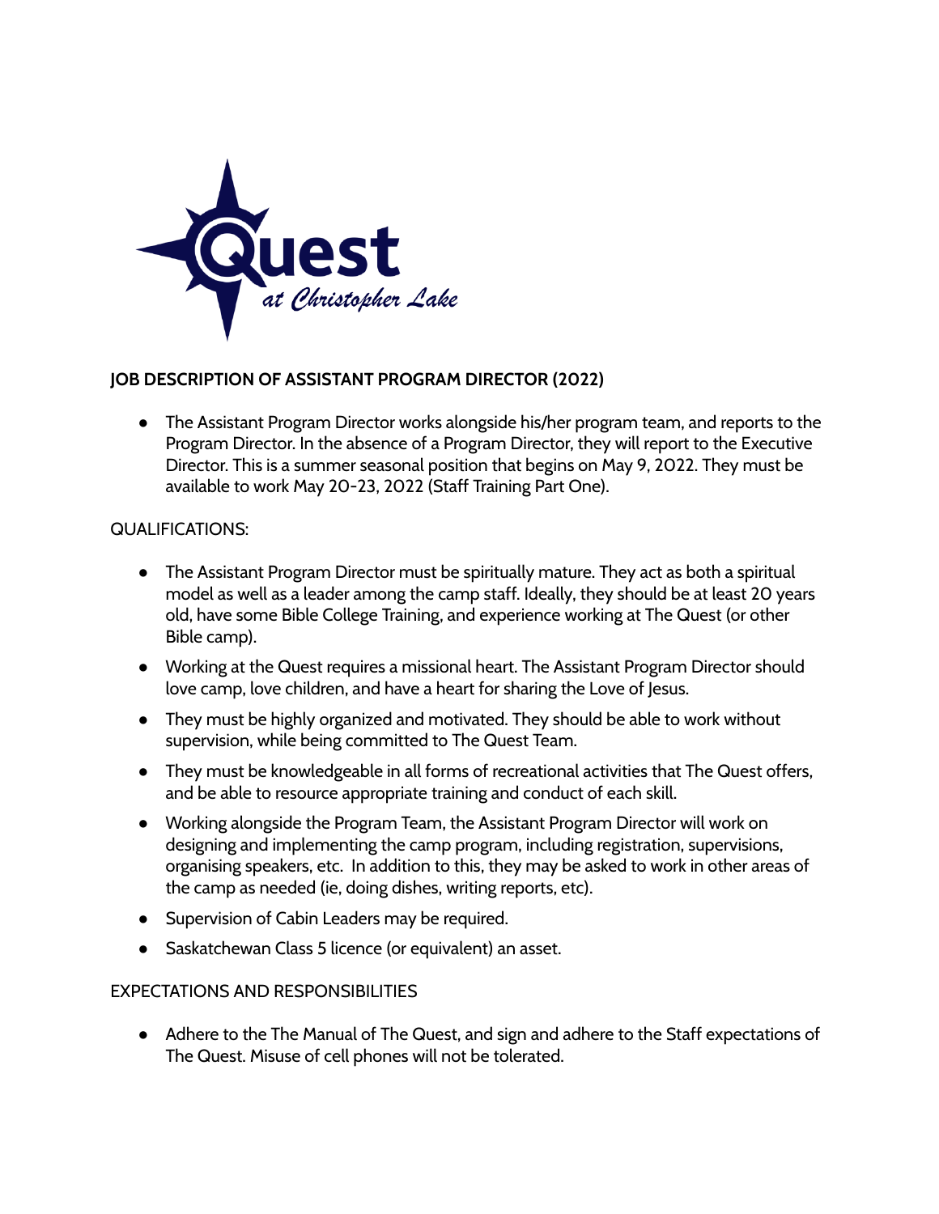Quest
*at Christopher Lake*

## JOB DESCRIPTION OF ASSISTANT PROGRAM DIRECTOR (2022)

- The Assistant Program Director works alongside his/her program team, and reports to the Program Director. In the absence of a Program Director, they will report to the Executive Director. This is a summer seasonal position that begins on May 9, 2022. They must be available to work May 20-23, 2022 (Staff Training Part One).

QUALIFICATIONS:

- The Assistant Program Director must be spiritually mature. They act as both a spiritual model as well as a leader among the camp staff. Ideally, they should be at least 20 years old, have some Bible College Training, and experience working at The Quest (or other Bible camp).
- Working at the Quest requires a missional heart. The Assistant Program Director should love camp, love children, and have a heart for sharing the Love of Jesus.
- They must be highly organized and motivated. They should be able to work without supervision, while being committed to The Quest Team.
- They must be knowledgeable in all forms of recreational activities that The Quest offers, and be able to resource appropriate training and conduct of each skill.
- Working alongside the Program Team, the Assistant Program Director will work on designing and implementing the camp program, including registration, supervisions, organising speakers, etc. In addition to this, they may be asked to work in other areas of the camp as needed (ie, doing dishes, writing reports, etc).
- Supervision of Cabin Leaders may be required.
- Saskatchewan Class 5 licence (or equivalent) an asset.

EXPECTATIONS AND RESPONSIBILITIES

- Adhere to the The Manual of The Quest, and sign and adhere to the Staff expectations of The Quest. Misuse of cell phones will not be tolerated.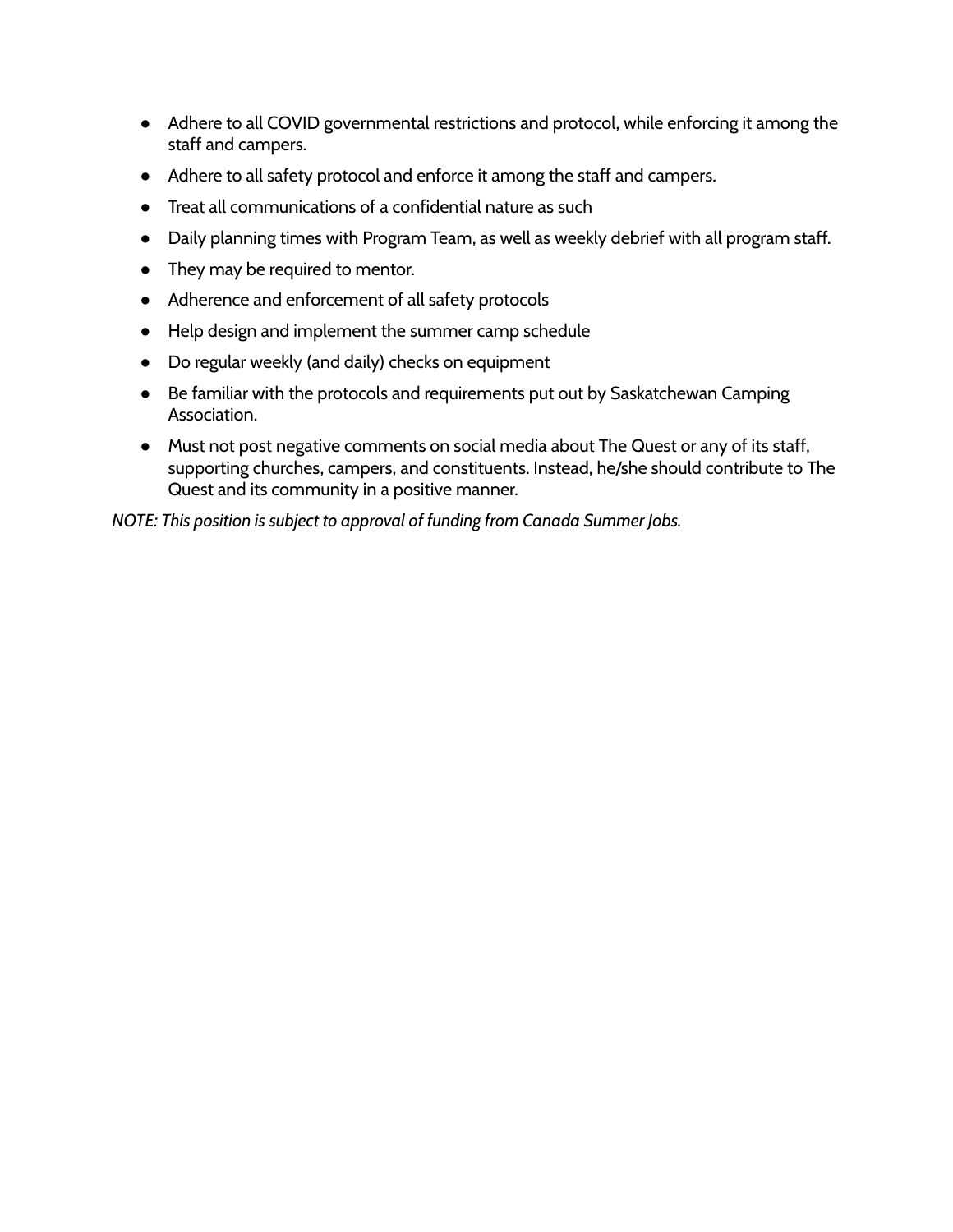- Adhere to all COVID governmental restrictions and protocol, while enforcing it among the staff and campers.
- Adhere to all safety protocol and enforce it among the staff and campers.
- Treat all communications of a confidential nature as such
- Daily planning times with Program Team, as well as weekly debrief with all program staff.
- They may be required to mentor.
- Adherence and enforcement of all safety protocols
- Help design and implement the summer camp schedule
- Do regular weekly (and daily) checks on equipment
- Be familiar with the protocols and requirements put out by Saskatchewan Camping Association.
- Must not post negative comments on social media about The Quest or any of its staff, supporting churches, campers, and constituents. Instead, he/she should contribute to The Quest and its community in a positive manner.

*NOTE: This position is subject to approval of funding from Canada Summer Jobs.*